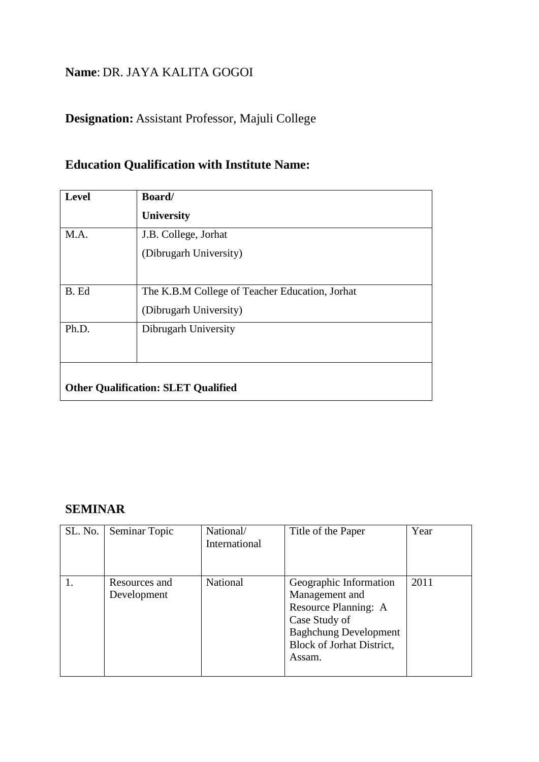**Name**: DR. JAYA KALITA GOGOI

**Designation:** Assistant Professor, Majuli College

## Education Qualification with Institute Name:

| Level | Board/ University |
|---|---|
| M.A. | J.B. College, Jorhat (Dibrugarh University) |
| B. Ed | The K.B.M College of Teacher Education, Jorhat (Dibrugarh University) |
| Ph.D. | Dibrugarh University |
| **Other Qualification: SLET Qualified** | |

## SEMINAR

| SL. No. | Seminar Topic | National/ International | Title of the Paper | Year |
|---|---|---|---|---|
| 1. | Resources and Development | National | Geographic Information Management and Resource Planning: A Case Study of Baghchung Development Block of Jorhat District, Assam. | 2011 |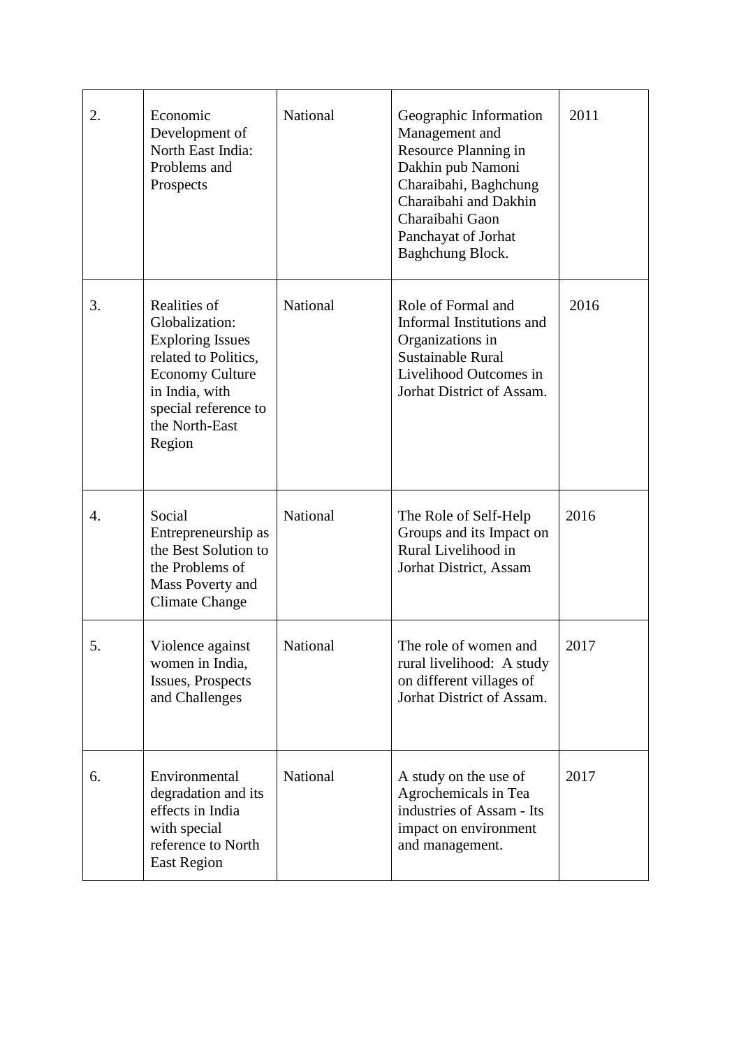| 2. | Economic Development of North East India: Problems and Prospects | National | Geographic Information Management and Resource Planning in Dakhin pub Namoni Charaibahi, Baghchung Charaibahi and Dakhin Charaibahi Gaon Panchayat of Jorhat Baghchung Block. | 2011 |
|---|---|---|---|---|
| 3. | Realities of Globalization: Exploring Issues related to Politics, Economy Culture in India, with special reference to the North-East Region | National | Role of Formal and Informal Institutions and Organizations in Sustainable Rural Livelihood Outcomes in Jorhat District of Assam. | 2016 |
| 4. | Social Entrepreneurship as the Best Solution to the Problems of Mass Poverty and Climate Change | National | The Role of Self-Help Groups and its Impact on Rural Livelihood in Jorhat District, Assam | 2016 |
| 5. | Violence against women in India, Issues, Prospects and Challenges | National | The role of women and rural livelihood: A study on different villages of Jorhat District of Assam. | 2017 |
| 6. | Environmental degradation and its effects in India with special reference to North East Region | National | A study on the use of Agrochemicals in Tea industries of Assam - Its impact on environment and management. | 2017 |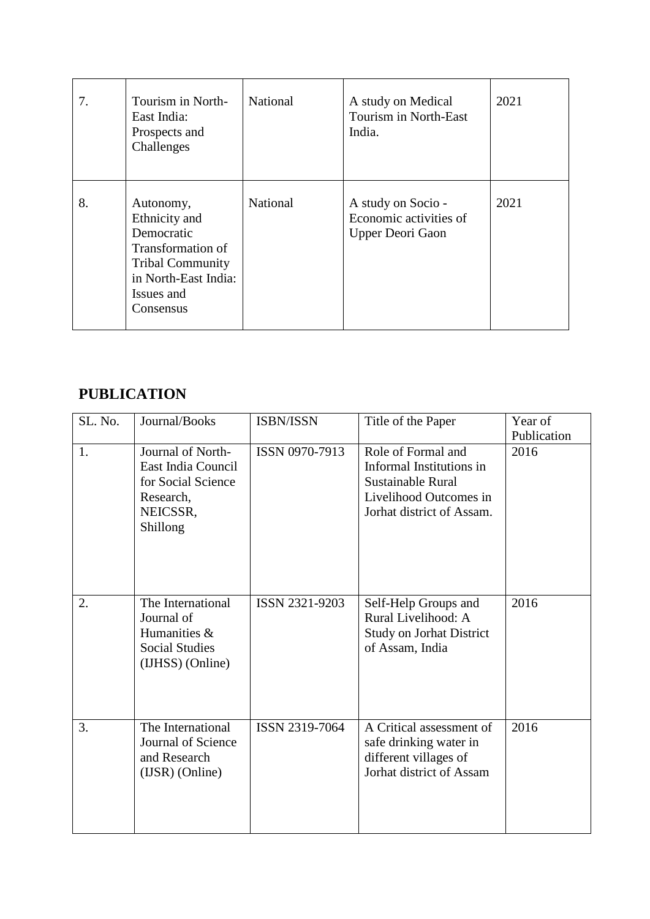| | | | | |
|---|---|---|---|---|
| 7. | Tourism in North-East India: Prospects and Challenges | National | A study on Medical Tourism in North-East India. | 2021 |
| 8. | Autonomy, Ethnicity and Democratic Transformation of Tribal Community in North-East India: Issues and Consensus | National | A study on Socio - Economic activities of Upper Deori Gaon | 2021 |

## PUBLICATION

| SL. No. | Journal/Books | ISBN/ISSN | Title of the Paper | Year of Publication |
|---|---|---|---|---|
| 1. | Journal of North-East India Council for Social Science Research, NEICSSR, Shillong | ISSN 0970-7913 | Role of Formal and Informal Institutions in Sustainable Rural Livelihood Outcomes in Jorhat district of Assam. | 2016 |
| 2. | The International Journal of Humanities & Social Studies (IJHSS) (Online) | ISSN 2321-9203 | Self-Help Groups and Rural Livelihood: A Study on Jorhat District of Assam, India | 2016 |
| 3. | The International Journal of Science and Research (IJSR) (Online) | ISSN 2319-7064 | A Critical assessment of safe drinking water in different villages of Jorhat district of Assam | 2016 |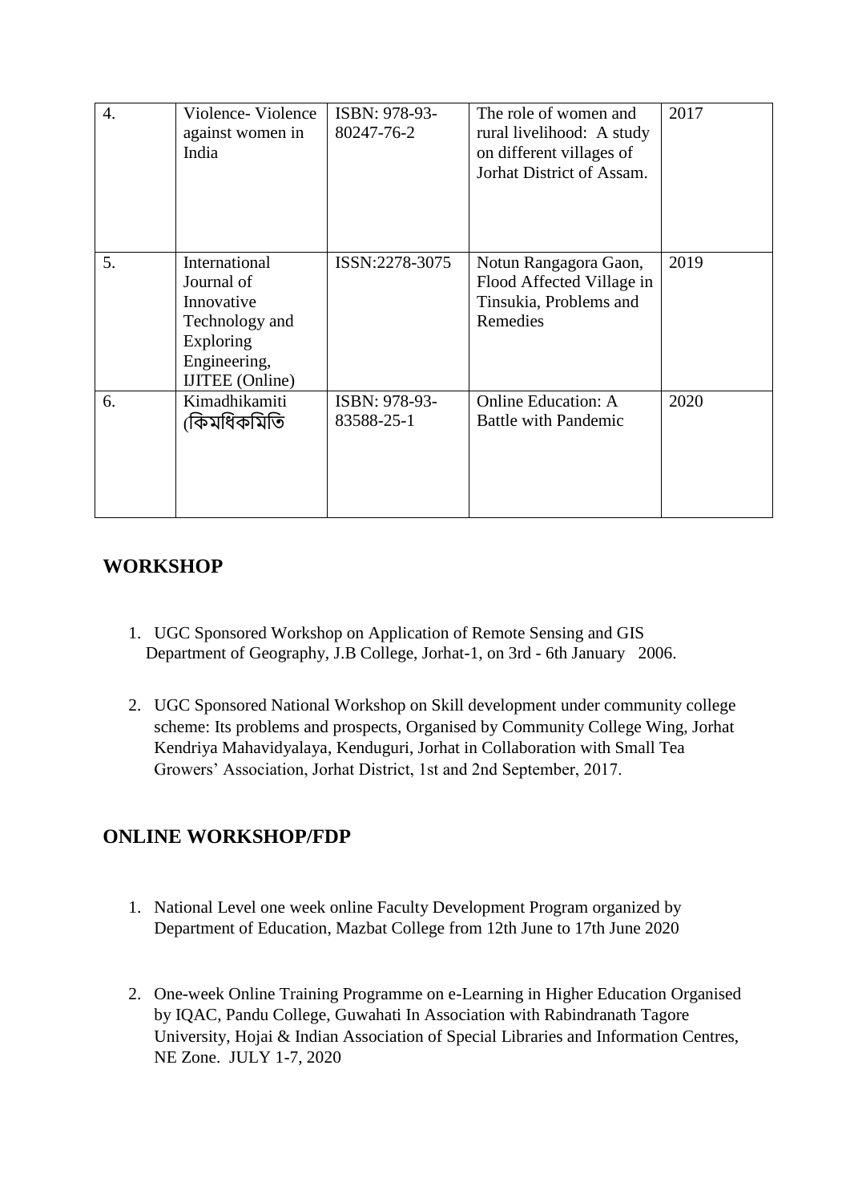| 4. | Violence- Violence against women in India | ISBN: 978-93-80247-76-2 | The role of women and rural livelihood: A study on different villages of Jorhat District of Assam. | 2017 |
|---|---|---|---|---|
| 5. | International Journal of Innovative Technology and Exploring Engineering, IJITEE (Online) | ISSN:2278-3075 | Notun Rangagora Gaon, Flood Affected Village in Tinsukia, Problems and Remedies | 2019 |
| 6. | Kimadhikamiti (কিমধিকমিতি | ISBN: 978-93-83588-25-1 | Online Education: A Battle with Pandemic | 2020 |

## WORKSHOP

1. UGC Sponsored Workshop on Application of Remote Sensing and GIS Department of Geography, J.B College, Jorhat-1, on 3rd - 6th January 2006.

2. UGC Sponsored National Workshop on Skill development under community college scheme: Its problems and prospects, Organised by Community College Wing, Jorhat Kendriya Mahavidyalaya, Kenduguri, Jorhat in Collaboration with Small Tea Growers' Association, Jorhat District, 1st and 2nd September, 2017.

## ONLINE WORKSHOP/FDP

1. National Level one week online Faculty Development Program organized by Department of Education, Mazbat College from 12th June to 17th June 2020

2. One-week Online Training Programme on e-Learning in Higher Education Organised by IQAC, Pandu College, Guwahati In Association with Rabindranath Tagore University, Hojai & Indian Association of Special Libraries and Information Centres, NE Zone. JULY 1-7, 2020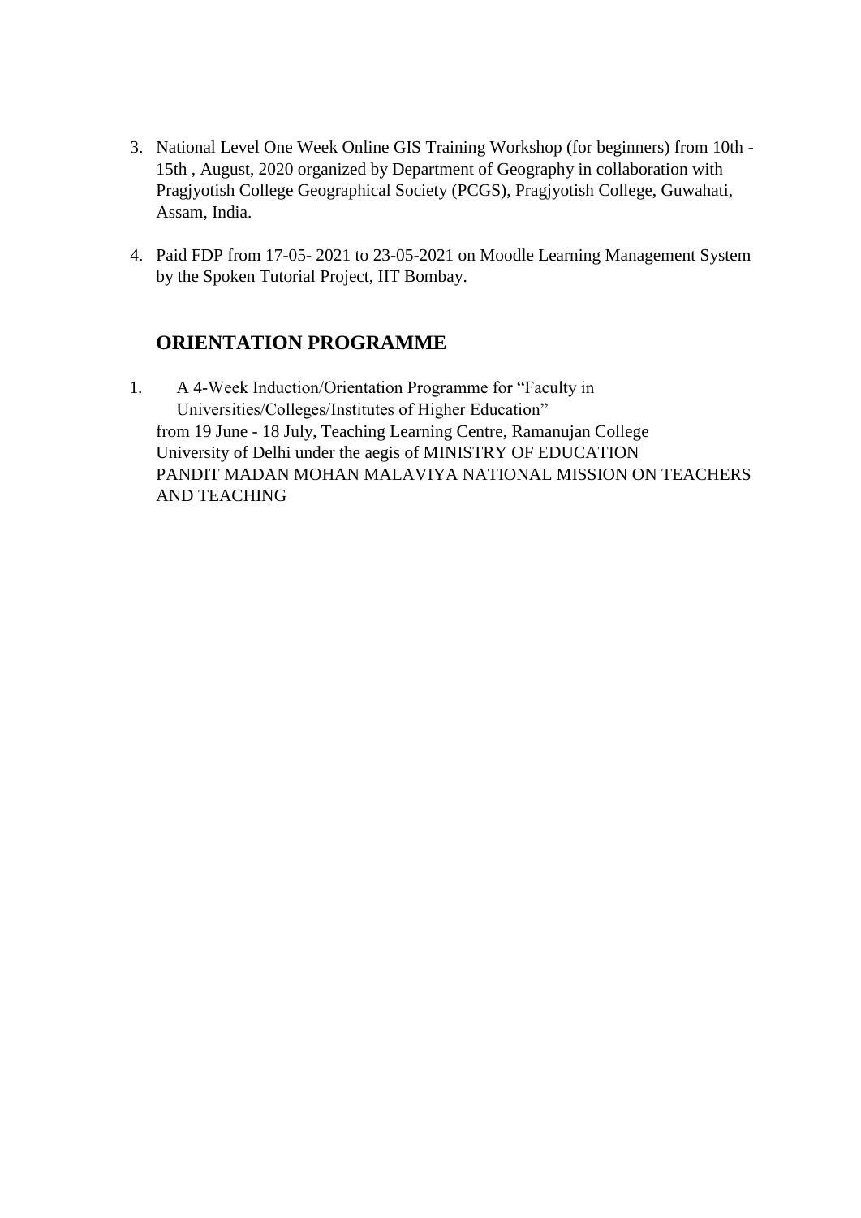3. National Level One Week Online GIS Training Workshop (for beginners) from 10th - 15th , August, 2020 organized by Department of Geography in collaboration with Pragjyotish College Geographical Society (PCGS), Pragjyotish College, Guwahati, Assam, India.

4. Paid FDP from 17-05- 2021 to 23-05-2021 on Moodle Learning Management System by the Spoken Tutorial Project, IIT Bombay.

## ORIENTATION PROGRAMME

1. A 4-Week Induction/Orientation Programme for "Faculty in Universities/Colleges/Institutes of Higher Education"
   from 19 June - 18 July, Teaching Learning Centre, Ramanujan College
   University of Delhi under the aegis of MINISTRY OF EDUCATION
   PANDIT MADAN MOHAN MALAVIYA NATIONAL MISSION ON TEACHERS AND TEACHING